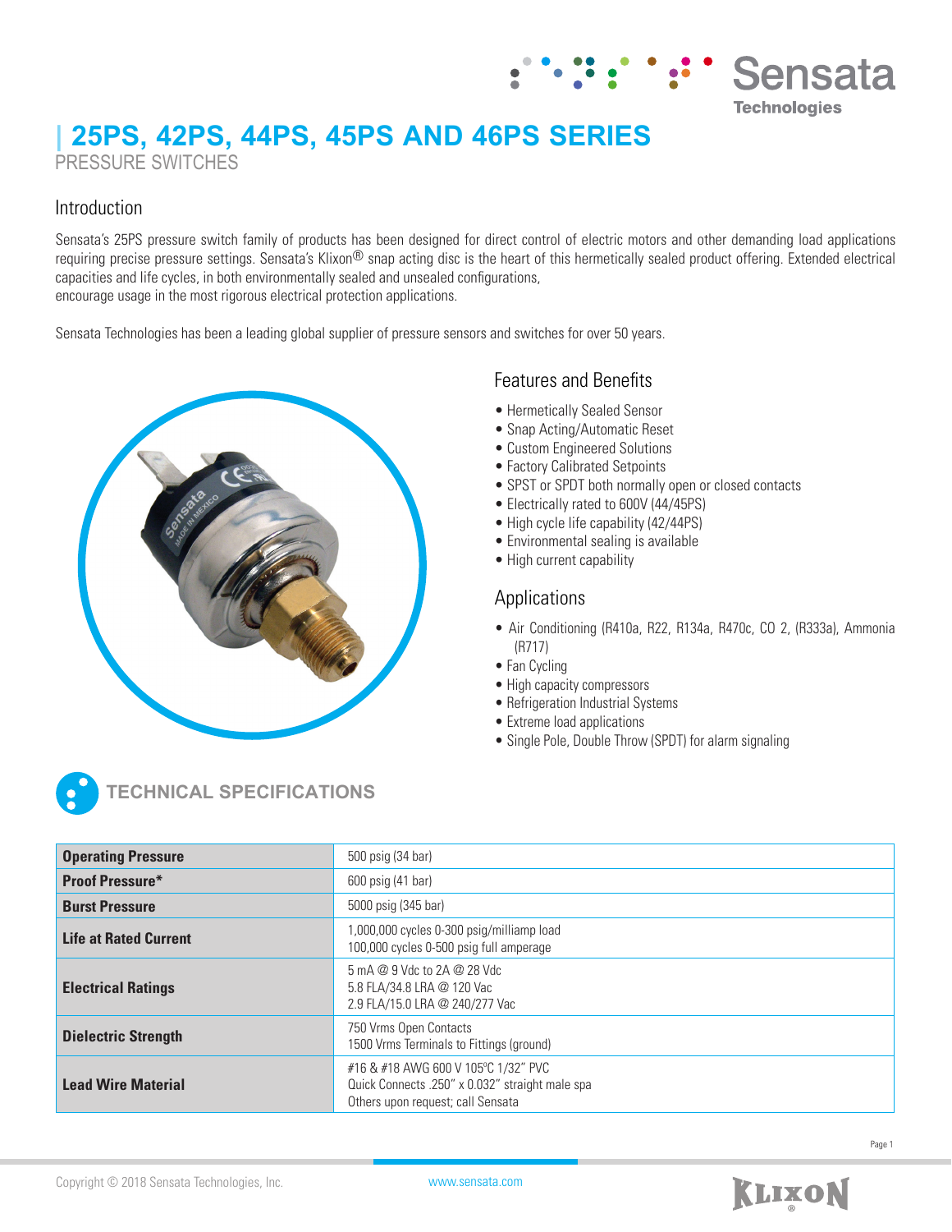# 25PS, 42PS, 44PS, 45PS AND 46PS SERIES

PRESSURE SWITCHES

## Introduction

Sensata's 25PS pressure switch family of products has been designed for direct control of electric motors and other demanding load applications requiring precise pressure settings. Sensata's Klixon® snap acting disc is the heart of this hermetically sealed product offering. Extended electrical capacities and life cycles, in both environmentally sealed and unsealed configurations,
encourage usage in the most rigorous electrical protection applications.

Sensata Technologies has been a leading global supplier of pressure sensors and switches for over 50 years.

## Features and Benefits

- Hermetically Sealed Sensor
- Snap Acting/Automatic Reset
- Custom Engineered Solutions
- Factory Calibrated Setpoints
- SPST or SPDT both normally open or closed contacts
- Electrically rated to 600V (44/45PS)
- High cycle life capability (42/44PS)
- Environmental sealing is available
- High current capability

## Applications

- Air Conditioning (R410a, R22, R134a, R470c, CO 2, (R333a), Ammonia (R717)
- Fan Cycling
- High capacity compressors
- Refrigeration Industrial Systems
- Extreme load applications
- Single Pole, Double Throw (SPDT) for alarm signaling

## TECHNICAL SPECIFICATIONS

| | |
|---|---|
| **Operating Pressure** | 500 psig (34 bar) |
| **Proof Pressure*** | 600 psig (41 bar) |
| **Burst Pressure** | 5000 psig (345 bar) |
| **Life at Rated Current** | 1,000,000 cycles 0-300 psig/milliamp load<br>100,000 cycles 0-500 psig full amperage |
| **Electrical Ratings** | 5 mA @ 9 Vdc to 2A @ 28 Vdc<br>5.8 FLA/34.8 LRA @ 120 Vac<br>2.9 FLA/15.0 LRA @ 240/277 Vac |
| **Dielectric Strength** | 750 Vrms Open Contacts<br>1500 Vrms Terminals to Fittings (ground) |
| **Lead Wire Material** | #16 & #18 AWG 600 V 105ºC 1/32" PVC<br>Quick Connects .250" x 0.032" straight male spa<br>Others upon request; call Sensata |

Copyright © 2018 Sensata Technologies, Inc. www.sensata.com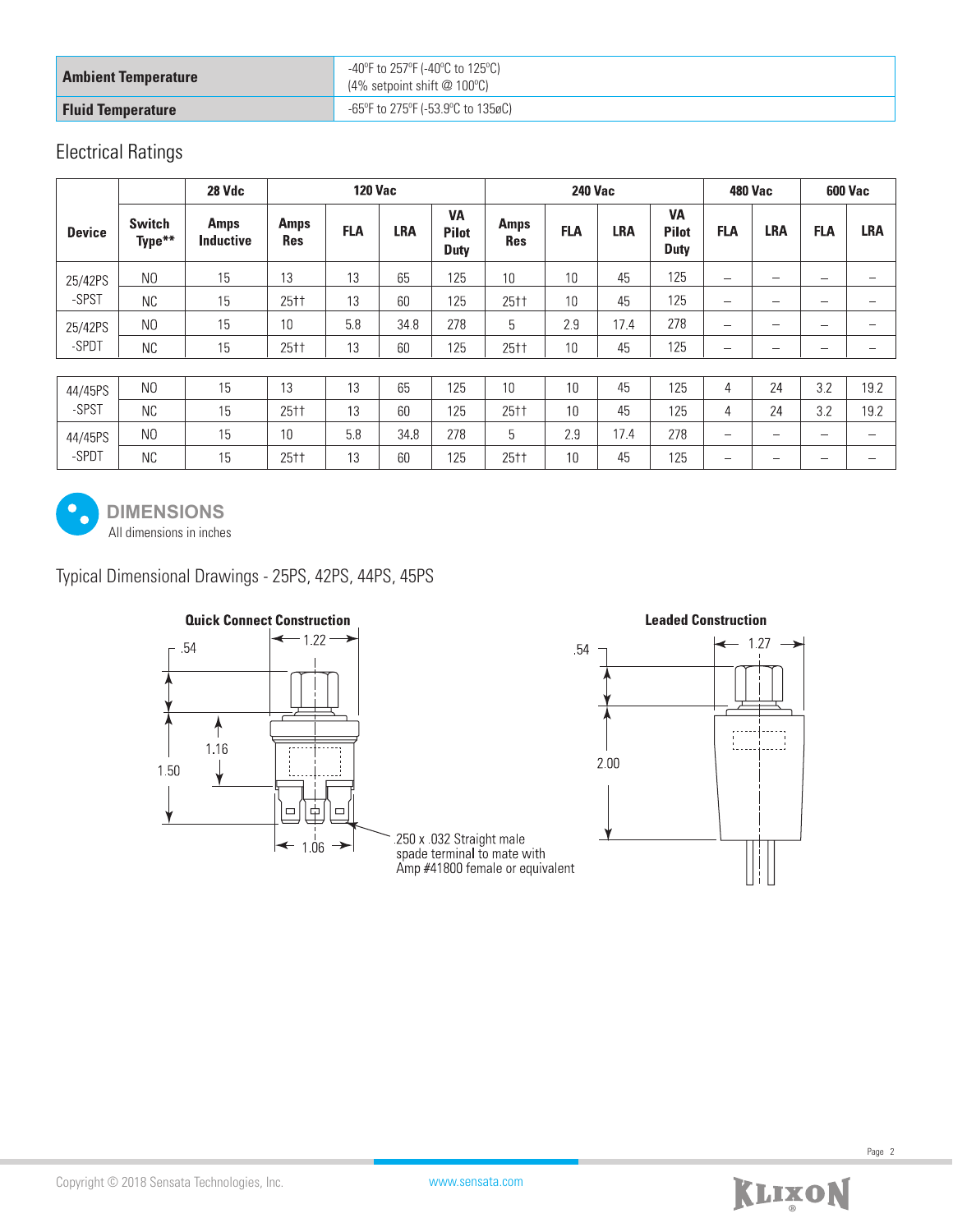| Ambient Temperature | -40ºF to 257ºF (-40ºC to 125ºC) (4% setpoint shift @ 100ºC) |
|---|---|
| Fluid Temperature | -65ºF to 275ºF (-53.9ºC to 135øC) |

## Electrical Ratings

| Device | Switch Type** | 28 Vdc | 120 Vac | | | | 240 Vac | | | | 480 Vac | | 600 Vac | |
|---|---|---|---|---|---|---|---|---|---|---|---|---|---|---|
| | | Amps Inductive | Amps Res | FLA | LRA | VA Pilot Duty | Amps Res | FLA | LRA | VA Pilot Duty | FLA | LRA | FLA | LRA |
| 25/42PS -SPST | NO | 15 | 13 | 13 | 65 | 125 | 10 | 10 | 45 | 125 | – | – | – | – |
| | NC | 15 | 25†† | 13 | 60 | 125 | 25†† | 10 | 45 | 125 | – | – | – | – |
| 25/42PS -SPDT | NO | 15 | 10 | 5.8 | 34.8 | 278 | 5 | 2.9 | 17.4 | 278 | – | – | – | – |
| | NC | 15 | 25†† | 13 | 60 | 125 | 25†† | 10 | 45 | 125 | – | – | – | – |
| 44/45PS -SPST | NO | 15 | 13 | 13 | 65 | 125 | 10 | 10 | 45 | 125 | 4 | 24 | 3.2 | 19.2 |
| | NC | 15 | 25†† | 13 | 60 | 125 | 25†† | 10 | 45 | 125 | 4 | 24 | 3.2 | 19.2 |
| 44/45PS -SPDT | NO | 15 | 10 | 5.8 | 34.8 | 278 | 5 | 2.9 | 17.4 | 278 | – | – | – | – |
| | NC | 15 | 25†† | 13 | 60 | 125 | 25†† | 10 | 45 | 125 | – | – | – | – |

## DIMENSIONS

All dimensions in inches

### Typical Dimensional Drawings - 25PS, 42PS, 44PS, 45PS

**Quick Connect Construction**

.54, 1.22, 1.16, 1.50, 1.06

.250 x .032 Straight male spade terminal to mate with Amp #41800 female or equivalent

**Leaded Construction**

.54, 1.27, 2.00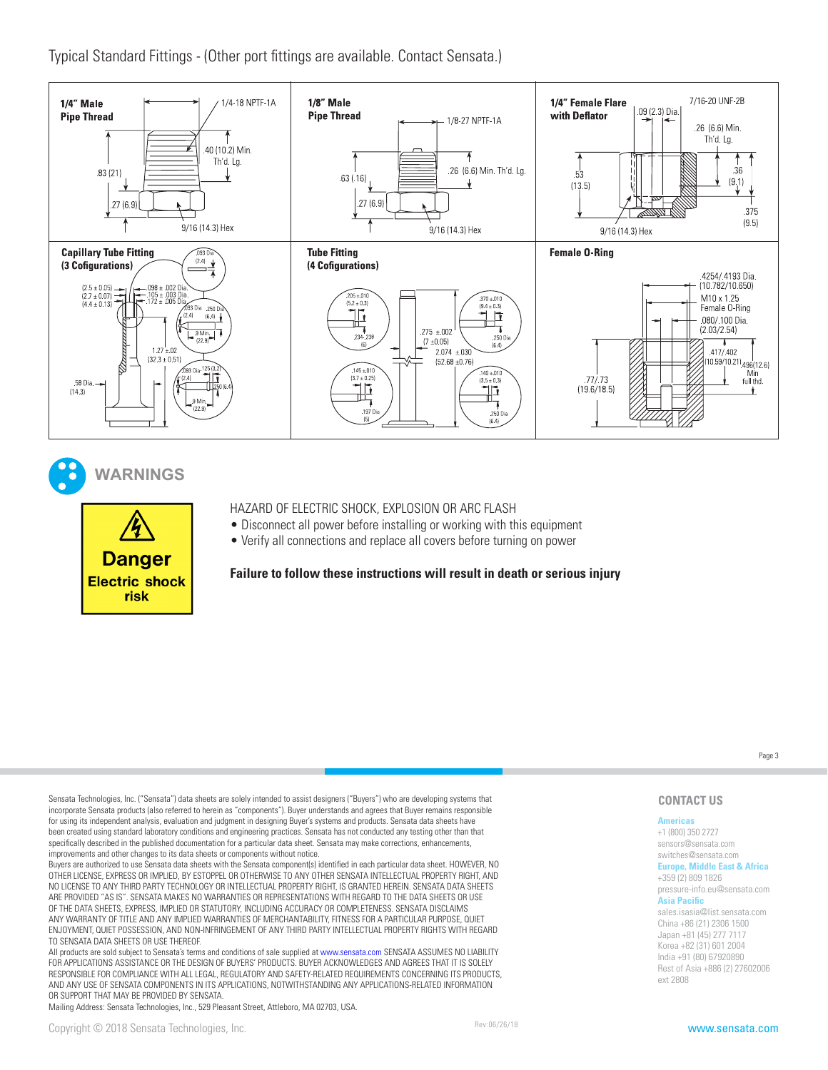## Typical Standard Fittings - (Other port fittings are available. Contact Sensata.)

**1/4" Male Pipe Thread**

1/4-18 NPTF-1A

.40 (10.2) Min. Th'd. Lg.

.83 (21)

.27 (6.9)

9/16 (14.3) Hex

**1/8" Male Pipe Thread**

1/8-27 NPTF-1A

.26 (6.6) Min. Th'd. Lg.

.63 (.16)

.27 (6.9)

9/16 (14.3) Hex

**1/4" Female Flare with Deflator**

7/16-20 UNF-2B

.09 (2.3) Dia.

.26 (6.6) Min. Th'd. Lg.

.53 (13.5)

.36 (9.1)

.375 (9.5)

9/16 (14.3) Hex

**Capillary Tube Fitting (3 Cofigurations)**

.093 Dia (2.4)

(2.5 ± 0.05) .098 ± .002 Dia.

(2.7 ± 0.07) .105 ± .003 Dia.

(4.4 ± 0.13) .172 ± .005 Dia.

.093 Dia (2.4)

.250 Dia (6.4)

.9 Min. (22.9)

1.27 ±.02 (32.3 ± 0.51)

.093 Dia. (2.4)

.125 (3.2)

.250 (6.4)

.9 Min. (22.9)

.58 Dia. (14.3)

**Tube Fitting (4 Cofigurations)**

.205 ±.010 (5.2 ± 0.3)

.234-.238 (6)

.370 ±.010 (9.4 ± 0.3)

.250 Dia (6.4)

.275 ±.002 (7 ±0.05)

2.074 ±.030 (52.68 ±0.76)

.145 ±.010 (3.7 ± 0.25)

.197 Dia (5)

.140 ±.010 (3.5 ± 0.3)

.250 Dia (6.4)

**Female O-Ring**

.4254/.4193 Dia. (10.782/10.650)

M10 x 1.25 Female O-Ring

.080/.100 Dia. (2.03/2.54)

.417/.402 (10.59/10.21)

.496(12.6) Min full thd.

.77/.73 (19.6/18.5)

## WARNINGS

**Danger**

**Electric shock risk**

HAZARD OF ELECTRIC SHOCK, EXPLOSION OR ARC FLASH

- Disconnect all power before installing or working with this equipment
- Verify all connections and replace all covers before turning on power

**Failure to follow these instructions will result in death or serious injury**

Sensata Technologies, Inc. ("Sensata") data sheets are solely intended to assist designers ("Buyers") who are developing systems that incorporate Sensata products (also referred to herein as "components"). Buyer understands and agrees that Buyer remains responsible for using its independent analysis, evaluation and judgment in designing Buyer's systems and products. Sensata data sheets have been created using standard laboratory conditions and engineering practices. Sensata has not conducted any testing other than that specifically described in the published documentation for a particular data sheet. Sensata may make corrections, enhancements, improvements and other changes to its data sheets or components without notice.

Buyers are authorized to use Sensata data sheets with the Sensata component(s) identified in each particular data sheet. HOWEVER, NO OTHER LICENSE, EXPRESS OR IMPLIED, BY ESTOPPEL OR OTHERWISE TO ANY OTHER SENSATA INTELLECTUAL PROPERTY RIGHT, AND NO LICENSE TO ANY THIRD PARTY TECHNOLOGY OR INTELLECTUAL PROPERTY RIGHT, IS GRANTED HEREIN. SENSATA DATA SHEETS ARE PROVIDED "AS IS". SENSATA MAKES NO WARRANTIES OR REPRESENTATIONS WITH REGARD TO THE DATA SHEETS OR USE OF THE DATA SHEETS, EXPRESS, IMPLIED OR STATUTORY, INCLUDING ACCURACY OR COMPLETENESS. SENSATA DISCLAIMS ANY WARRANTY OF TITLE AND ANY IMPLIED WARRANTIES OF MERCHANTABILITY, FITNESS FOR A PARTICULAR PURPOSE, QUIET ENJOYMENT, QUIET POSSESSION, AND NON-INFRINGEMENT OF ANY THIRD PARTY INTELLECTUAL PROPERTY RIGHTS WITH REGARD TO SENSATA DATA SHEETS OR USE THEREOF.

All products are sold subject to Sensata's terms and conditions of sale supplied at www.sensata.com SENSATA ASSUMES NO LIABILITY FOR APPLICATIONS ASSISTANCE OR THE DESIGN OF BUYERS' PRODUCTS. BUYER ACKNOWLEDGES AND AGREES THAT IT IS SOLELY RESPONSIBLE FOR COMPLIANCE WITH ALL LEGAL, REGULATORY AND SAFETY-RELATED REQUIREMENTS CONCERNING ITS PRODUCTS, AND ANY USE OF SENSATA COMPONENTS IN ITS APPLICATIONS, NOTWITHSTANDING ANY APPLICATIONS-RELATED INFORMATION OR SUPPORT THAT MAY BE PROVIDED BY SENSATA.

Mailing Address: Sensata Technologies, Inc., 529 Pleasant Street, Attleboro, MA 02703, USA.

### CONTACT US

**Americas**
+1 (800) 350 2727
sensors@sensata.com
switches@sensata.com

**Europe, Middle East & Africa**
+359 (2) 809 1826
pressure-info.eu@sensata.com

**Asia Pacific**
sales.isasia@list.sensata.com
China +86 (21) 2306 1500
Japan +81 (45) 277 7117
Korea +82 (31) 601 2004
India +91 (80) 67920890
Rest of Asia +886 (2) 27602006 ext 2808

Copyright © 2018 Sensata Technologies, Inc.

Rev:06/26/18

www.sensata.com